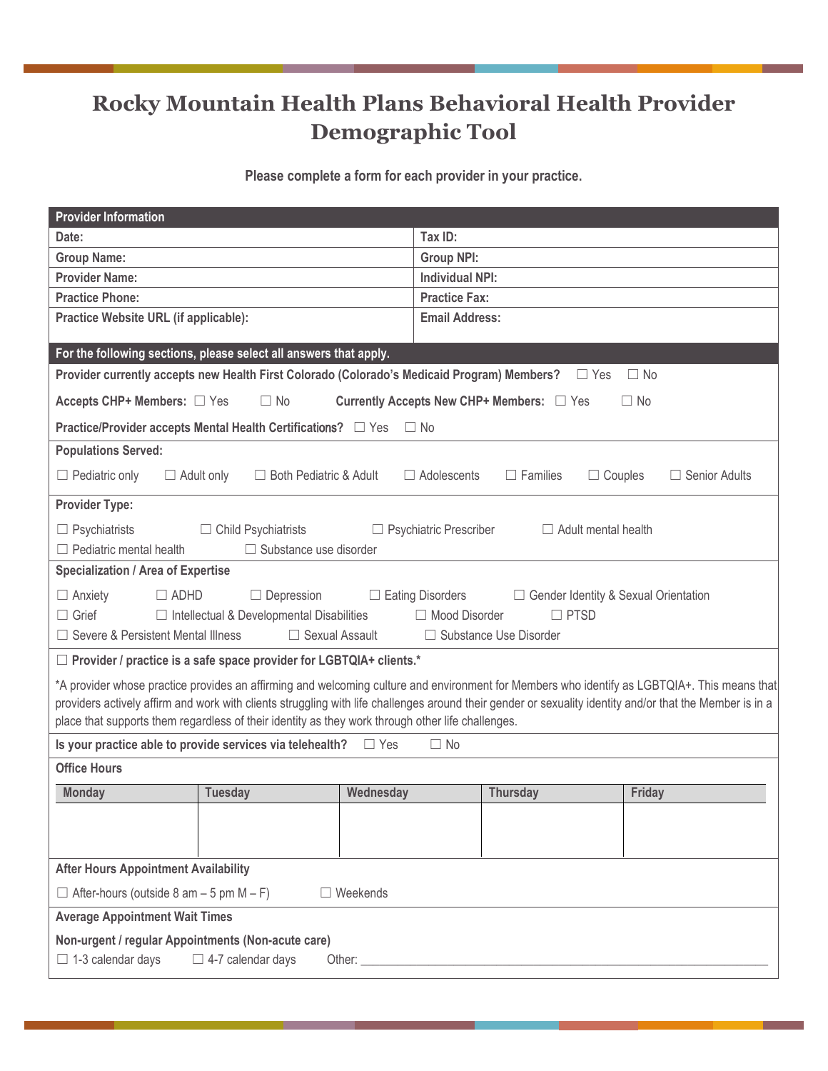# Rocky Mountain Health Plans Behavioral Health Provider Demographic Tool

**Please complete a form for each provider in your practice.**

| **Provider Information** | |
|---|---|
| **Date:** | **Tax ID:** |
| **Group Name:** | **Group NPI:** |
| **Provider Name:** | **Individual NPI:** |
| **Practice Phone:** | **Practice Fax:** |
| **Practice Website URL (if applicable):** | **Email Address:** |

**For the following sections, please select all answers that apply.**

**Provider currently accepts new Health First Colorado (Colorado's Medicaid Program) Members?** ☐ Yes ☐ No

**Accepts CHP+ Members:** ☐ Yes ☐ No **Currently Accepts New CHP+ Members:** ☐ Yes ☐ No

**Practice/Provider accepts Mental Health Certifications?** ☐ Yes ☐ No

**Populations Served:**

☐ Pediatric only ☐ Adult only ☐ Both Pediatric & Adult ☐ Adolescents ☐ Families ☐ Couples ☐ Senior Adults

**Provider Type:**

☐ Psychiatrists ☐ Child Psychiatrists ☐ Psychiatric Prescriber ☐ Adult mental health
☐ Pediatric mental health ☐ Substance use disorder

**Specialization / Area of Expertise**

☐ Anxiety ☐ ADHD ☐ Depression ☐ Eating Disorders ☐ Gender Identity & Sexual Orientation
☐ Grief ☐ Intellectual & Developmental Disabilities ☐ Mood Disorder ☐ PTSD
☐ Severe & Persistent Mental Illness ☐ Sexual Assault ☐ Substance Use Disorder

☐ **Provider / practice is a safe space provider for LGBTQIA+ clients.***

*A provider whose practice provides an affirming and welcoming culture and environment for Members who identify as LGBTQIA+. This means that providers actively affirm and work with clients struggling with life challenges around their gender or sexuality identity and/or that the Member is in a place that supports them regardless of their identity as they work through other life challenges.

**Is your practice able to provide services via telehealth?** ☐ Yes ☐ No

**Office Hours**

| Monday | Tuesday | Wednesday | Thursday | Friday |
|---|---|---|---|---|
| | | | | |

**After Hours Appointment Availability**

☐ After-hours (outside 8 am – 5 pm M – F) ☐ Weekends

**Average Appointment Wait Times**

**Non-urgent / regular Appointments (Non-acute care)**

☐ 1-3 calendar days ☐ 4-7 calendar days Other: ____________________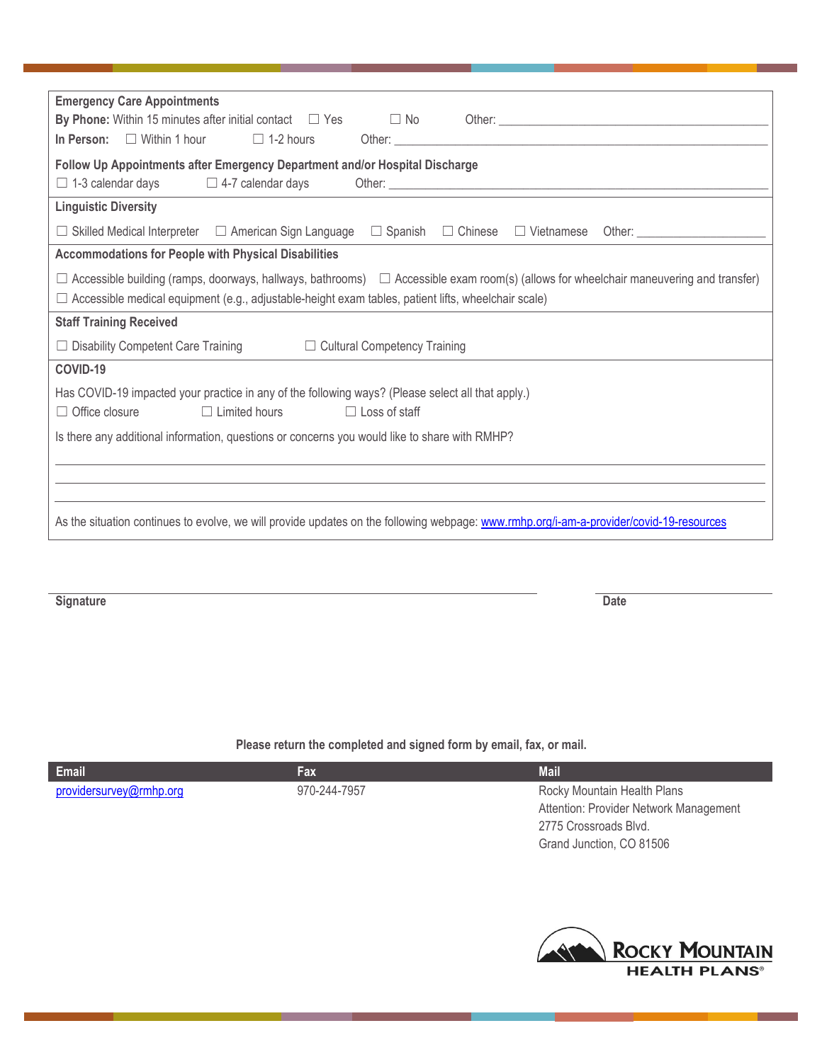**Emergency Care Appointments**

**By Phone:** Within 15 minutes after initial contact ☐ Yes ☐ No Other: ________________

**In Person:** ☐ Within 1 hour ☐ 1-2 hours Other: ________________

**Follow Up Appointments after Emergency Department and/or Hospital Discharge**

☐ 1-3 calendar days ☐ 4-7 calendar days Other: ________________

**Linguistic Diversity**

☐ Skilled Medical Interpreter ☐ American Sign Language ☐ Spanish ☐ Chinese ☐ Vietnamese Other: ________________

**Accommodations for People with Physical Disabilities**

☐ Accessible building (ramps, doorways, hallways, bathrooms) ☐ Accessible exam room(s) (allows for wheelchair maneuvering and transfer)

☐ Accessible medical equipment (e.g., adjustable-height exam tables, patient lifts, wheelchair scale)

**Staff Training Received**

☐ Disability Competent Care Training ☐ Cultural Competency Training

**COVID-19**

Has COVID-19 impacted your practice in any of the following ways? (Please select all that apply.)

☐ Office closure ☐ Limited hours ☐ Loss of staff

Is there any additional information, questions or concerns you would like to share with RMHP?

________________________________________________

________________________________________________

________________________________________________

As the situation continues to evolve, we will provide updates on the following webpage: www.rmhp.org/i-am-a-provider/covid-19-resources

________________________________________________ ________________

**Signature** **Date**

**Please return the completed and signed form by email, fax, or mail.**

| Email | Fax | Mail |
|---|---|---|
| providersurvey@rmhp.org | 970-244-7957 | Rocky Mountain Health Plans<br>Attention: Provider Network Management<br>2775 Crossroads Blvd.<br>Grand Junction, CO 81506 |

ROCKY MOUNTAIN HEALTH PLANS®